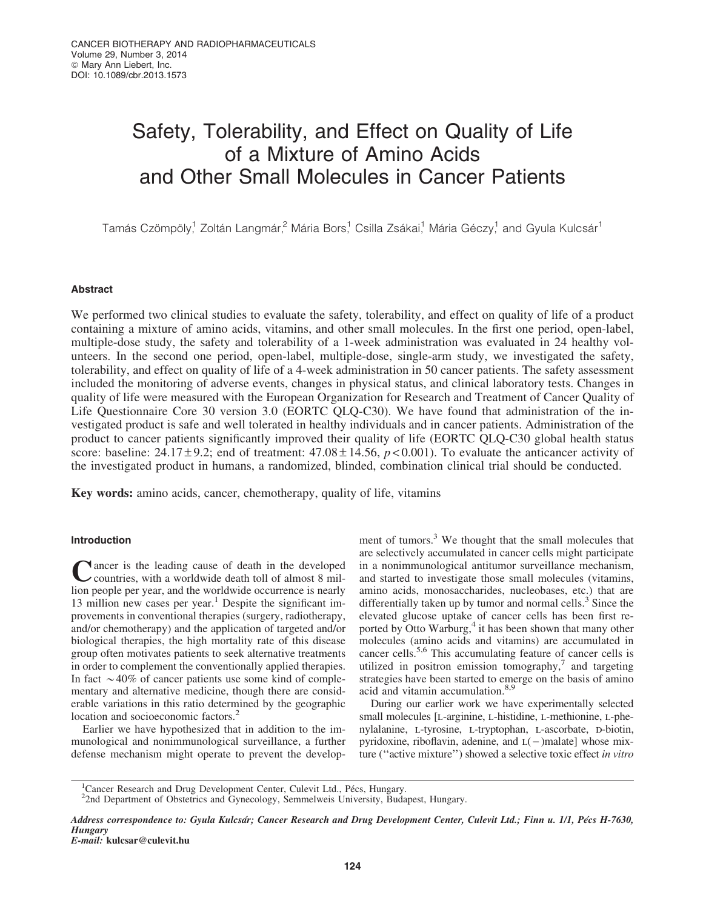# Safety, Tolerability, and Effect on Quality of Life of a Mixture of Amino Acids and Other Small Molecules in Cancer Patients

Tamás Czömpöly,[1] Zoltán Langmár,[2] Mária Bors,[1] Csilla Zsákai,[1] Mária Géczy,[1] and Gyula Kulcsár[1]

## Abstract

We performed two clinical studies to evaluate the safety, tolerability, and effect on quality of life of a product containing a mixture of amino acids, vitamins, and other small molecules. In the first one period, open-label, multiple-dose study, the safety and tolerability of a 1-week administration was evaluated in 24 healthy volunteers. In the second one period, open-label, multiple-dose, single-arm study, we investigated the safety, tolerability, and effect on quality of life of a 4-week administration in 50 cancer patients. The safety assessment included the monitoring of adverse events, changes in physical status, and clinical laboratory tests. Changes in quality of life were measured with the European Organization for Research and Treatment of Cancer Quality of Life Questionnaire Core 30 version 3.0 (EORTC QLQ-C30). We have found that administration of the investigated product is safe and well tolerated in healthy individuals and in cancer patients. Administration of the product to cancer patients significantly improved their quality of life (EORTC QLQ-C30 global health status score: baseline: $24.17 \pm 9.2$; end of treatment: $47.08 \pm 14.56$, $p < 0.001$). To evaluate the anticancer activity of the investigated product in humans, a randomized, blinded, combination clinical trial should be conducted.

**Key words:** amino acids, cancer, chemotherapy, quality of life, vitamins

## Introduction

Cancer is the leading cause of death in the developed countries, with a worldwide death toll of almost 8 million people per year, and the worldwide occurrence is nearly 13 million new cases per year.[1] Despite the significant improvements in conventional therapies (surgery, radiotherapy, and/or chemotherapy) and the application of targeted and/or biological therapies, the high mortality rate of this disease group often motivates patients to seek alternative treatments in order to complement the conventionally applied therapies. In fact ~40% of cancer patients use some kind of complementary and alternative medicine, though there are considerable variations in this ratio determined by the geographic location and socioeconomic factors.[2]

Earlier we have hypothesized that in addition to the immunological and nonimmunological surveillance, a further defense mechanism might operate to prevent the development of tumors.[3] We thought that the small molecules that are selectively accumulated in cancer cells might participate in a nonimmunological antitumor surveillance mechanism, and started to investigate those small molecules (vitamins, amino acids, monosaccharides, nucleobases, etc.) that are differentially taken up by tumor and normal cells.[3] Since the elevated glucose uptake of cancer cells has been first reported by Otto Warburg,[4] it has been shown that many other molecules (amino acids and vitamins) are accumulated in cancer cells.[5,6] This accumulating feature of cancer cells is utilized in positron emission tomography,[7] and targeting strategies have been started to emerge on the basis of amino acid and vitamin accumulation.[8,9]

During our earlier work we have experimentally selected small molecules [L-arginine, L-histidine, L-methionine, L-phenylalanine, L-tyrosine, L-tryptophan, L-ascorbate, D-biotin, pyridoxine, riboflavin, adenine, and L(−)malate] whose mixture ("active mixture") showed a selective toxic effect *in vitro*

[1]Cancer Research and Drug Development Center, Culevit Ltd., Pécs, Hungary.
[2]2nd Department of Obstetrics and Gynecology, Semmelweis University, Budapest, Hungary.

*Address correspondence to: Gyula Kulcsár; Cancer Research and Drug Development Center, Culevit Ltd.; Finn u. 1/1, Pécs H-7630, Hungary*
*E-mail:* **kulcsar@culevit.hu**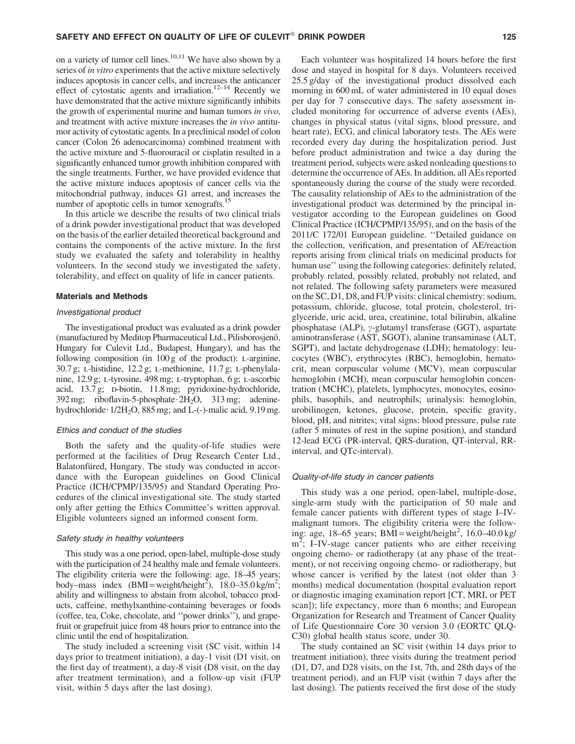on a variety of tumor cell lines.[10,11] We have also shown by a series of *in vitro* experiments that the active mixture selectively induces apoptosis in cancer cells, and increases the anticancer effect of cytostatic agents and irradiation.[12–14] Recently we have demonstrated that the active mixture significantly inhibits the growth of experimental murine and human tumors *in vivo*, and treatment with active mixture increases the *in vivo* antitumor activity of cytostatic agents. In a preclinical model of colon cancer (Colon 26 adenocarcinoma) combined treatment with the active mixture and 5-fluorouracil or cisplatin resulted in a significantly enhanced tumor growth inhibition compared with the single treatments. Further, we have provided evidence that the active mixture induces apoptosis of cancer cells via the mitochondrial pathway, induces G1 arrest, and increases the number of apoptotic cells in tumor xenografts.[15]

In this article we describe the results of two clinical trials of a drink powder investigational product that was developed on the basis of the earlier detailed theoretical background and contains the components of the active mixture. In the first study we evaluated the safety and tolerability in healthy volunteers. In the second study we investigated the safety, tolerability, and effect on quality of life in cancer patients.

## Materials and Methods

### *Investigational product*

The investigational product was evaluated as a drink powder (manufactured by Meditop Pharmaceutical Ltd., Pilisborosjenő, Hungary for Culevit Ltd., Budapest, Hungary), and has the following composition (in 100 g of the product): L-arginine, 30.7 g; L-histidine, 12.2 g; L-methionine, 11.7 g; L-phenylalanine, 12.9 g; L-tyrosine, 498 mg; L-tryptophan, 6 g; L-ascorbic acid, 13.7 g; D-biotin, 11.8 mg; pyridoxine-hydrochloride, 392 mg; riboflavin-5-phosphate·$2H_2O$, 313 mg; adenine-hydrochloride·$1/2H_2O$, 885 mg; and L-(-)-malic acid, 9.19 mg.

### *Ethics and conduct of the studies*

Both the safety and the quality-of-life studies were performed at the facilities of Drug Research Center Ltd., Balatonfüred, Hungary. The study was conducted in accordance with the European guidelines on Good Clinical Practice (ICH/CPMP/135/95) and Standard Operating Procedures of the clinical investigational site. The study started only after getting the Ethics Committee's written approval. Eligible volunteers signed an informed consent form.

### *Safety study in healthy volunteers*

This study was a one period, open-label, multiple-dose study with the participation of 24 healthy male and female volunteers. The eligibility criteria were the following: age, 18–45 years; body–mass index (BMI = weight/height$^2$), 18.0–35.0 kg/m$^2$; ability and willingness to abstain from alcohol, tobacco products, caffeine, methylxanthine-containing beverages or foods (coffee, tea, Coke, chocolate, and ''power drinks''), and grapefruit or grapefruit juice from 48 hours prior to entrance into the clinic until the end of hospitalization.

The study included a screening visit (SC visit, within 14 days prior to treatment initiation), a day-1 visit (D1 visit, on the first day of treatment), a day-8 visit (D8 visit, on the day after treatment termination), and a follow-up visit (FUP visit, within 5 days after the last dosing).

Each volunteer was hospitalized 14 hours before the first dose and stayed in hospital for 8 days. Volunteers received 25.5 g/day of the investigational product dissolved each morning in 600 mL of water administered in 10 equal doses per day for 7 consecutive days. The safety assessment included monitoring for occurrence of adverse events (AEs), changes in physical status (vital signs, blood pressure, and heart rate), ECG, and clinical laboratory tests. The AEs were recorded every day during the hospitalization period. Just before product administration and twice a day during the treatment period, subjects were asked nonleading questions to determine the occurrence of AEs. In addition, all AEs reported spontaneously during the course of the study were recorded. The causality relationship of AEs to the administration of the investigational product was determined by the principal investigator according to the European guidelines on Good Clinical Practice (ICH/CPMP/135/95), and on the basis of the 2011/C 172/01 European guideline. ''Detailed guidance on the collection, verification, and presentation of AE/reaction reports arising from clinical trials on medicinal products for human use'' using the following categories: definitely related, probably related, possibly related, probably not related, and not related. The following safety parameters were measured on the SC, D1, D8, and FUP visits: clinical chemistry: sodium, potassium, chloride, glucose, total protein, cholesterol, triglyceride, uric acid, urea, creatinine, total bilirubin, alkaline phosphatase (ALP), $\gamma$-glutamyl transferase (GGT), aspartate aminotransferase (AST, SGOT), alanine transaminase (ALT, SGPT), and lactate dehydrogenase (LDH); hematology: leucocytes (WBC), erythrocytes (RBC), hemoglobin, hematocrit, mean corpuscular volume (MCV), mean corpuscular hemoglobin (MCH), mean corpuscular hemoglobin concentration (MCHC), platelets, lymphocytes, monocytes, eosinophils, basophils, and neutrophils; urinalysis: hemoglobin, urobilinogen, ketones, glucose, protein, specific gravity, blood, pH, and nitrites; vital signs: blood pressure, pulse rate (after 5 minutes of rest in the supine position), and standard 12-lead ECG (PR-interval, QRS-duration, QT-interval, RR-interval, and QTc-interval).

### *Quality-of-life study in cancer patients*

This study was a one period, open-label, multiple-dose, single-arm study with the participation of 50 male and female cancer patients with different types of stage I–IV-malignant tumors. The eligibility criteria were the following: age, 18–65 years; BMI = weight/height$^2$, 16.0–40.0 kg/m$^2$; I–IV-stage cancer patients who are either receiving ongoing chemo- or radiotherapy (at any phase of the treatment), or not receiving ongoing chemo- or radiotherapy, but whose cancer is verified by the latest (not older than 3 months) medical documentation (hospital evaluation report or diagnostic imaging examination report [CT, MRI, or PET scan]); life expectancy, more than 6 months; and European Organization for Research and Treatment of Cancer Quality of Life Questionnaire Core 30 version 3.0 (EORTC QLQ-C30) global health status score, under 30.

The study contained an SC visit (within 14 days prior to treatment initiation), three visits during the treatment period (D1, D7, and D28 visits, on the 1st, 7th, and 28th days of the treatment period), and an FUP visit (within 7 days after the last dosing). The patients received the first dose of the study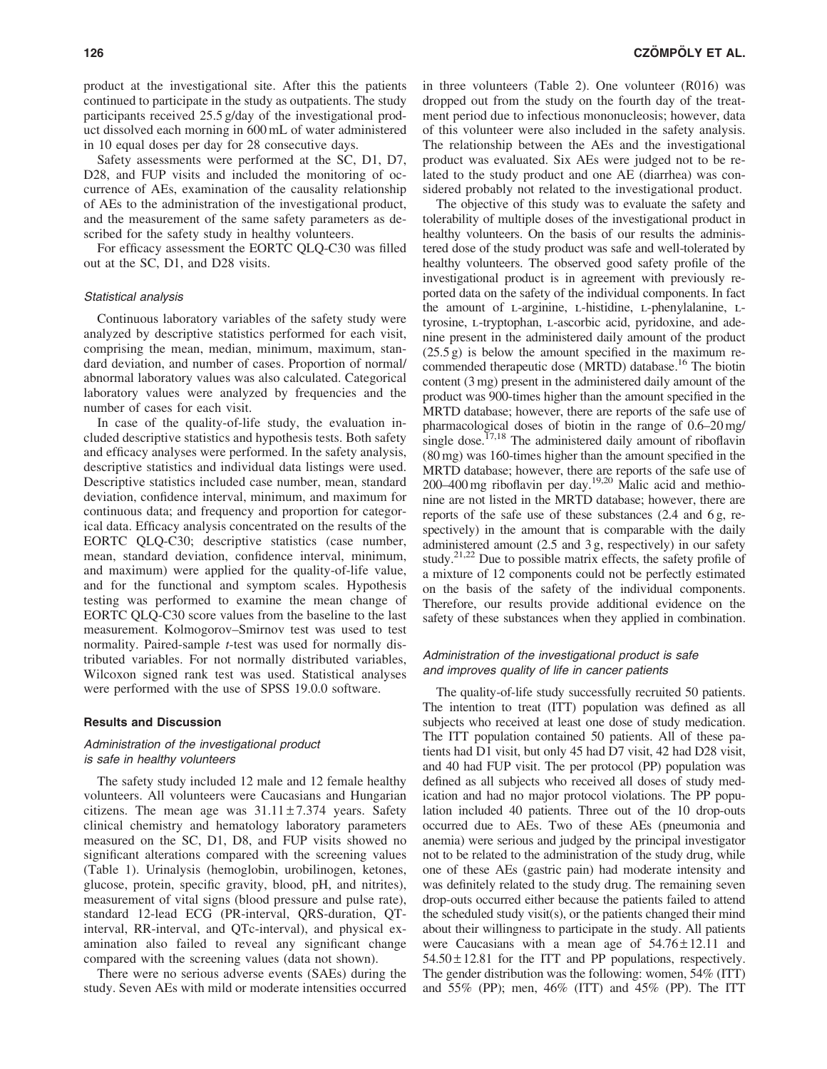product at the investigational site. After this the patients continued to participate in the study as outpatients. The study participants received 25.5 g/day of the investigational product dissolved each morning in 600 mL of water administered in 10 equal doses per day for 28 consecutive days.

Safety assessments were performed at the SC, D1, D7, D28, and FUP visits and included the monitoring of occurrence of AEs, examination of the causality relationship of AEs to the administration of the investigational product, and the measurement of the same safety parameters as described for the safety study in healthy volunteers.

For efficacy assessment the EORTC QLQ-C30 was filled out at the SC, D1, and D28 visits.

#### *Statistical analysis*

Continuous laboratory variables of the safety study were analyzed by descriptive statistics performed for each visit, comprising the mean, median, minimum, maximum, standard deviation, and number of cases. Proportion of normal/abnormal laboratory values was also calculated. Categorical laboratory values were analyzed by frequencies and the number of cases for each visit.

In case of the quality-of-life study, the evaluation included descriptive statistics and hypothesis tests. Both safety and efficacy analyses were performed. In the safety analysis, descriptive statistics and individual data listings were used. Descriptive statistics included case number, mean, standard deviation, confidence interval, minimum, and maximum for continuous data; and frequency and proportion for categorical data. Efficacy analysis concentrated on the results of the EORTC QLQ-C30; descriptive statistics (case number, mean, standard deviation, confidence interval, minimum, and maximum) were applied for the quality-of-life value, and for the functional and symptom scales. Hypothesis testing was performed to examine the mean change of EORTC QLQ-C30 score values from the baseline to the last measurement. Kolmogorov–Smirnov test was used to test normality. Paired-sample *t*-test was used for normally distributed variables. For not normally distributed variables, Wilcoxon signed rank test was used. Statistical analyses were performed with the use of SPSS 19.0.0 software.

### Results and Discussion

#### *Administration of the investigational product is safe in healthy volunteers*

The safety study included 12 male and 12 female healthy volunteers. All volunteers were Caucasians and Hungarian citizens. The mean age was $31.11 \pm 7.374$ years. Safety clinical chemistry and hematology laboratory parameters measured on the SC, D1, D8, and FUP visits showed no significant alterations compared with the screening values (Table 1). Urinalysis (hemoglobin, urobilinogen, ketones, glucose, protein, specific gravity, blood, pH, and nitrites), measurement of vital signs (blood pressure and pulse rate), standard 12-lead ECG (PR-interval, QRS-duration, QT-interval, RR-interval, and QTc-interval), and physical examination also failed to reveal any significant change compared with the screening values (data not shown).

There were no serious adverse events (SAEs) during the study. Seven AEs with mild or moderate intensities occurred in three volunteers (Table 2). One volunteer (R016) was dropped out from the study on the fourth day of the treatment period due to infectious mononucleosis; however, data of this volunteer were also included in the safety analysis. The relationship between the AEs and the investigational product was evaluated. Six AEs were judged not to be related to the study product and one AE (diarrhea) was considered probably not related to the investigational product.

The objective of this study was to evaluate the safety and tolerability of multiple doses of the investigational product in healthy volunteers. On the basis of our results the administered dose of the study product was safe and well-tolerated by healthy volunteers. The observed good safety profile of the investigational product is in agreement with previously reported data on the safety of the individual components. In fact the amount of L-arginine, L-histidine, L-phenylalanine, L-tyrosine, L-tryptophan, L-ascorbic acid, pyridoxine, and adenine present in the administered daily amount of the product (25.5 g) is below the amount specified in the maximum recommended therapeutic dose (MRTD) database.[16] The biotin content (3 mg) present in the administered daily amount of the product was 900-times higher than the amount specified in the MRTD database; however, there are reports of the safe use of pharmacological doses of biotin in the range of 0.6–20 mg/single dose.[17,18] The administered daily amount of riboflavin (80 mg) was 160-times higher than the amount specified in the MRTD database; however, there are reports of the safe use of 200–400 mg riboflavin per day.[19,20] Malic acid and methionine are not listed in the MRTD database; however, there are reports of the safe use of these substances (2.4 and 6 g, respectively) in the amount that is comparable with the daily administered amount (2.5 and 3 g, respectively) in our safety study.[21,22] Due to possible matrix effects, the safety profile of a mixture of 12 components could not be perfectly estimated on the basis of the safety of the individual components. Therefore, our results provide additional evidence on the safety of these substances when they applied in combination.

#### *Administration of the investigational product is safe and improves quality of life in cancer patients*

The quality-of-life study successfully recruited 50 patients. The intention to treat (ITT) population was defined as all subjects who received at least one dose of study medication. The ITT population contained 50 patients. All of these patients had D1 visit, but only 45 had D7 visit, 42 had D28 visit, and 40 had FUP visit. The per protocol (PP) population was defined as all subjects who received all doses of study medication and had no major protocol violations. The PP population included 40 patients. Three out of the 10 drop-outs occurred due to AEs. Two of these AEs (pneumonia and anemia) were serious and judged by the principal investigator not to be related to the administration of the study drug, while one of these AEs (gastric pain) had moderate intensity and was definitely related to the study drug. The remaining seven drop-outs occurred either because the patients failed to attend the scheduled study visit(s), or the patients changed their mind about their willingness to participate in the study. All patients were Caucasians with a mean age of $54.76 \pm 12.11$ and $54.50 \pm 12.81$ for the ITT and PP populations, respectively. The gender distribution was the following: women, 54% (ITT) and 55% (PP); men, 46% (ITT) and 45% (PP). The ITT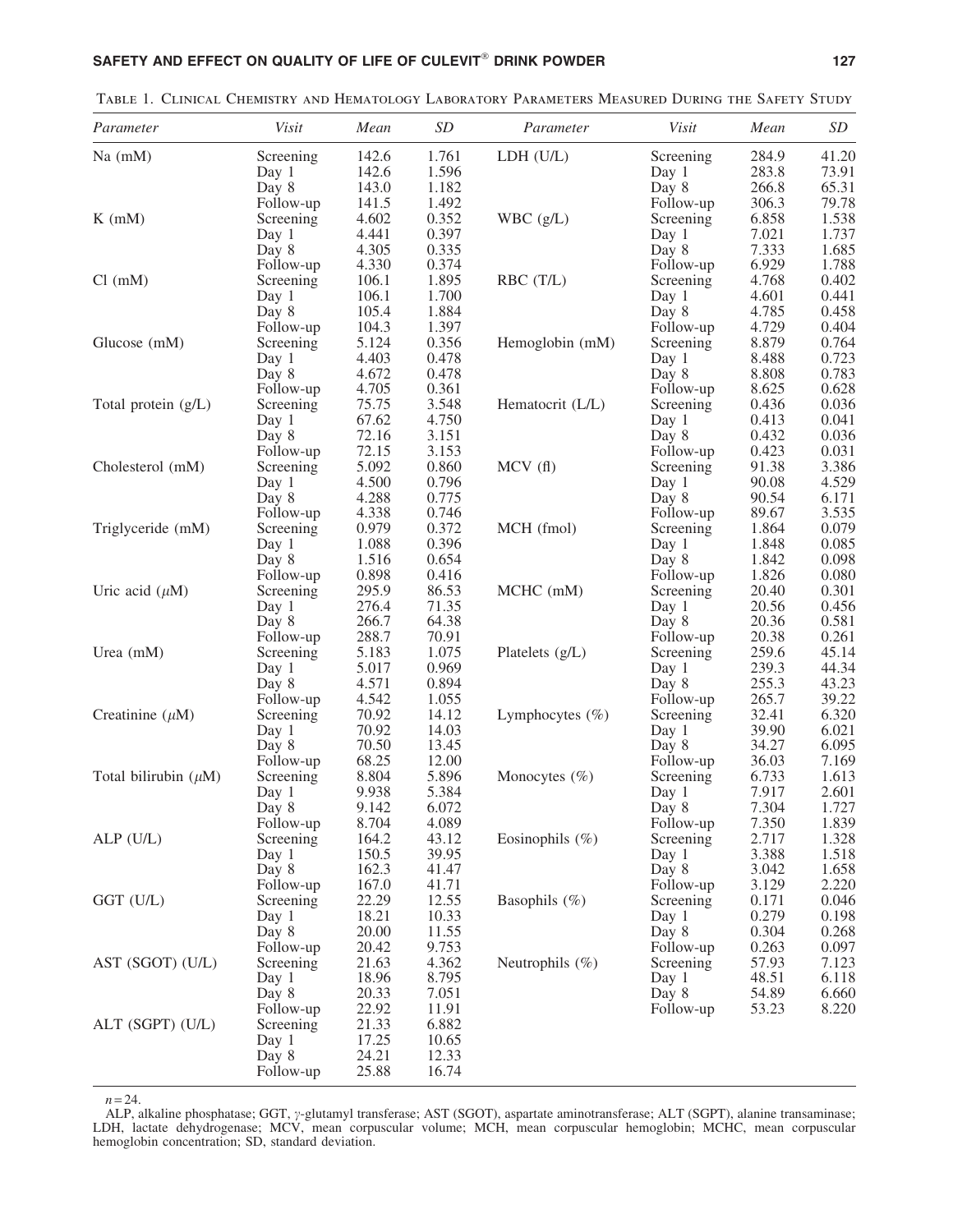Table 1. Clinical Chemistry and Hematology Laboratory Parameters Measured During the Safety Study

| *Parameter* | *Visit* | *Mean* | *SD* | *Parameter* | *Visit* | *Mean* | *SD* |
|---|---|---|---|---|---|---|---|
| Na (mM) | Screening | 142.6 | 1.761 | LDH (U/L) | Screening | 284.9 | 41.20 |
| | Day 1 | 142.6 | 1.596 | | Day 1 | 283.8 | 73.91 |
| | Day 8 | 143.0 | 1.182 | | Day 8 | 266.8 | 65.31 |
| | Follow-up | 141.5 | 1.492 | | Follow-up | 306.3 | 79.78 |
| K (mM) | Screening | 4.602 | 0.352 | WBC (g/L) | Screening | 6.858 | 1.538 |
| | Day 1 | 4.441 | 0.397 | | Day 1 | 7.021 | 1.737 |
| | Day 8 | 4.305 | 0.335 | | Day 8 | 7.333 | 1.685 |
| | Follow-up | 4.330 | 0.374 | | Follow-up | 6.929 | 1.788 |
| Cl (mM) | Screening | 106.1 | 1.895 | RBC (T/L) | Screening | 4.768 | 0.402 |
| | Day 1 | 106.1 | 1.700 | | Day 1 | 4.601 | 0.441 |
| | Day 8 | 105.4 | 1.884 | | Day 8 | 4.785 | 0.458 |
| | Follow-up | 104.3 | 1.397 | | Follow-up | 4.729 | 0.404 |
| Glucose (mM) | Screening | 5.124 | 0.356 | Hemoglobin (mM) | Screening | 8.879 | 0.764 |
| | Day 1 | 4.403 | 0.478 | | Day 1 | 8.488 | 0.723 |
| | Day 8 | 4.672 | 0.478 | | Day 8 | 8.808 | 0.783 |
| | Follow-up | 4.705 | 0.361 | | Follow-up | 8.625 | 0.628 |
| Total protein (g/L) | Screening | 75.75 | 3.548 | Hematocrit (L/L) | Screening | 0.436 | 0.036 |
| | Day 1 | 67.62 | 4.750 | | Day 1 | 0.413 | 0.041 |
| | Day 8 | 72.16 | 3.151 | | Day 8 | 0.432 | 0.036 |
| | Follow-up | 72.15 | 3.153 | | Follow-up | 0.423 | 0.031 |
| Cholesterol (mM) | Screening | 5.092 | 0.860 | MCV (fl) | Screening | 91.38 | 3.386 |
| | Day 1 | 4.500 | 0.796 | | Day 1 | 90.08 | 4.529 |
| | Day 8 | 4.288 | 0.775 | | Day 8 | 90.54 | 6.171 |
| | Follow-up | 4.338 | 0.746 | | Follow-up | 89.67 | 3.535 |
| Triglyceride (mM) | Screening | 0.979 | 0.372 | MCH (fmol) | Screening | 1.864 | 0.079 |
| | Day 1 | 1.088 | 0.396 | | Day 1 | 1.848 | 0.085 |
| | Day 8 | 1.516 | 0.654 | | Day 8 | 1.842 | 0.098 |
| | Follow-up | 0.898 | 0.416 | | Follow-up | 1.826 | 0.080 |
| Uric acid ($\mu$M) | Screening | 295.9 | 86.53 | MCHC (mM) | Screening | 20.40 | 0.301 |
| | Day 1 | 276.4 | 71.35 | | Day 1 | 20.56 | 0.456 |
| | Day 8 | 266.7 | 64.38 | | Day 8 | 20.36 | 0.581 |
| | Follow-up | 288.7 | 70.91 | | Follow-up | 20.38 | 0.261 |
| Urea (mM) | Screening | 5.183 | 1.075 | Platelets (g/L) | Screening | 259.6 | 45.14 |
| | Day 1 | 5.017 | 0.969 | | Day 1 | 239.3 | 44.34 |
| | Day 8 | 4.571 | 0.894 | | Day 8 | 255.3 | 43.23 |
| | Follow-up | 4.542 | 1.055 | | Follow-up | 265.7 | 39.22 |
| Creatinine ($\mu$M) | Screening | 70.92 | 14.12 | Lymphocytes (%) | Screening | 32.41 | 6.320 |
| | Day 1 | 70.92 | 14.03 | | Day 1 | 39.90 | 6.021 |
| | Day 8 | 70.50 | 13.45 | | Day 8 | 34.27 | 6.095 |
| | Follow-up | 68.25 | 12.00 | | Follow-up | 36.03 | 7.169 |
| Total bilirubin ($\mu$M) | Screening | 8.804 | 5.896 | Monocytes (%) | Screening | 6.733 | 1.613 |
| | Day 1 | 9.938 | 5.384 | | Day 1 | 7.917 | 2.601 |
| | Day 8 | 9.142 | 6.072 | | Day 8 | 7.304 | 1.727 |
| | Follow-up | 8.704 | 4.089 | | Follow-up | 7.350 | 1.839 |
| ALP (U/L) | Screening | 164.2 | 43.12 | Eosinophils (%) | Screening | 2.717 | 1.328 |
| | Day 1 | 150.5 | 39.95 | | Day 1 | 3.388 | 1.518 |
| | Day 8 | 162.3 | 41.47 | | Day 8 | 3.042 | 1.658 |
| | Follow-up | 167.0 | 41.71 | | Follow-up | 3.129 | 2.220 |
| GGT (U/L) | Screening | 22.29 | 12.55 | Basophils (%) | Screening | 0.171 | 0.046 |
| | Day 1 | 18.21 | 10.33 | | Day 1 | 0.279 | 0.198 |
| | Day 8 | 20.00 | 11.55 | | Day 8 | 0.304 | 0.268 |
| | Follow-up | 20.42 | 9.753 | | Follow-up | 0.263 | 0.097 |
| AST (SGOT) (U/L) | Screening | 21.63 | 4.362 | Neutrophils (%) | Screening | 57.93 | 7.123 |
| | Day 1 | 18.96 | 8.795 | | Day 1 | 48.51 | 6.118 |
| | Day 8 | 20.33 | 7.051 | | Day 8 | 54.89 | 6.660 |
| | Follow-up | 22.92 | 11.91 | | Follow-up | 53.23 | 8.220 |
| ALT (SGPT) (U/L) | Screening | 21.33 | 6.882 | | | | |
| | Day 1 | 17.25 | 10.65 | | | | |
| | Day 8 | 24.21 | 12.33 | | | | |
| | Follow-up | 25.88 | 16.74 | | | | |

$n = 24$.

ALP, alkaline phosphatase; GGT, $\gamma$-glutamyl transferase; AST (SGOT), aspartate aminotransferase; ALT (SGPT), alanine transaminase; LDH, lactate dehydrogenase; MCV, mean corpuscular volume; MCH, mean corpuscular hemoglobin; MCHC, mean corpuscular hemoglobin concentration; SD, standard deviation.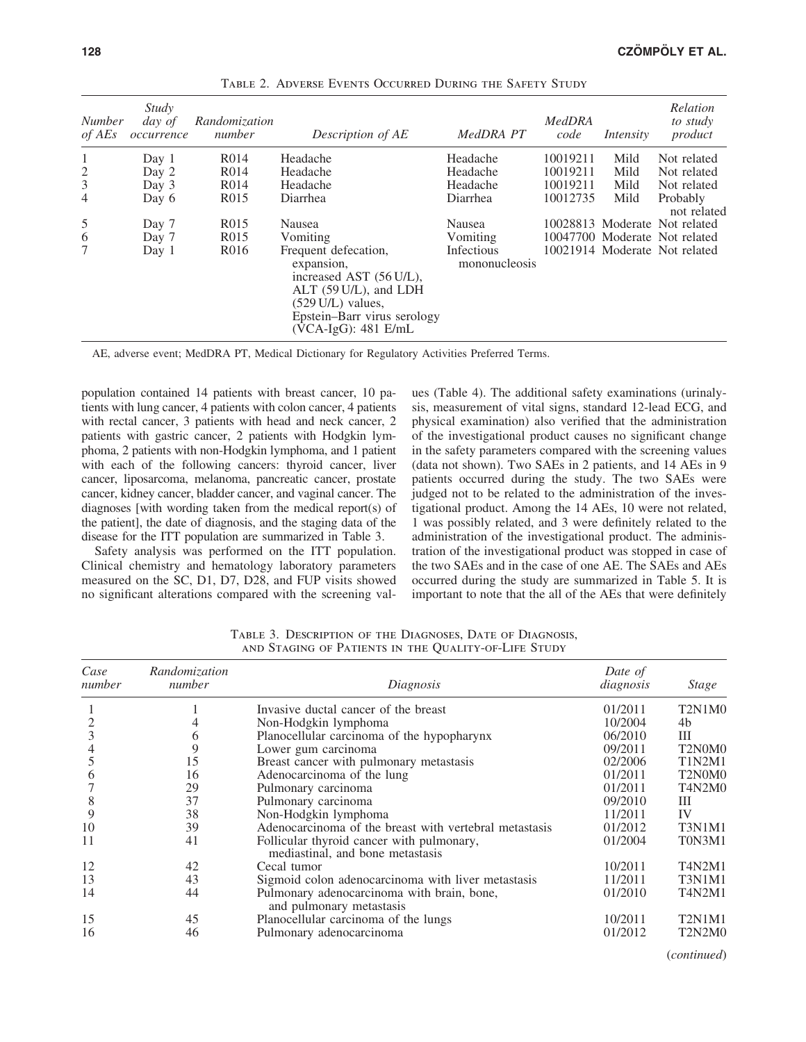Table 2. Adverse Events Occurred During the Safety Study

| Number of AEs | Study day of occurrence | Randomization number | Description of AE | MedDRA PT | MedDRA code | Intensity | Relation to study product |
|---|---|---|---|---|---|---|---|
| 1 | Day 1 | R014 | Headache | Headache | 10019211 | Mild | Not related |
| 2 | Day 2 | R014 | Headache | Headache | 10019211 | Mild | Not related |
| 3 | Day 3 | R014 | Headache | Headache | 10019211 | Mild | Not related |
| 4 | Day 6 | R015 | Diarrhea | Diarrhea | 10012735 | Mild | Probably not related |
| 5 | Day 7 | R015 | Nausea | Nausea | 10028813 | Moderate | Not related |
| 6 | Day 7 | R015 | Vomiting | Vomiting | 10047700 | Moderate | Not related |
| 7 | Day 1 | R016 | Frequent defecation, expansion, increased AST (56 U/L), ALT (59 U/L), and LDH (529 U/L) values, Epstein–Barr virus serology (VCA-IgG): 481 E/mL | Infectious mononucleosis | 10021914 | Moderate | Not related |

AE, adverse event; MedDRA PT, Medical Dictionary for Regulatory Activities Preferred Terms.

population contained 14 patients with breast cancer, 10 patients with lung cancer, 4 patients with colon cancer, 4 patients with rectal cancer, 3 patients with head and neck cancer, 2 patients with gastric cancer, 2 patients with Hodgkin lymphoma, 2 patients with non-Hodgkin lymphoma, and 1 patient with each of the following cancers: thyroid cancer, liver cancer, liposarcoma, melanoma, pancreatic cancer, prostate cancer, kidney cancer, bladder cancer, and vaginal cancer. The diagnoses [with wording taken from the medical report(s) of the patient], the date of diagnosis, and the staging data of the disease for the ITT population are summarized in Table 3.

Safety analysis was performed on the ITT population. Clinical chemistry and hematology laboratory parameters measured on the SC, D1, D7, D28, and FUP visits showed no significant alterations compared with the screening values (Table 4). The additional safety examinations (urinalysis, measurement of vital signs, standard 12-lead ECG, and physical examination) also verified that the administration of the investigational product causes no significant change in the safety parameters compared with the screening values (data not shown). Two SAEs in 2 patients, and 14 AEs in 9 patients occurred during the study. The two SAEs were judged not to be related to the administration of the investigational product. Among the 14 AEs, 10 were not related, 1 was possibly related, and 3 were definitely related to the administration of the investigational product. The administration of the investigational product was stopped in case of the two SAEs and in the case of one AE. The SAEs and AEs occurred during the study are summarized in Table 5. It is important to note that the all of the AEs that were definitely

Table 3. Description of the Diagnoses, Date of Diagnosis, and Staging of Patients in the Quality-of-Life Study

| Case number | Randomization number | Diagnosis | Date of diagnosis | Stage |
|---|---|---|---|---|
| 1 | 1 | Invasive ductal cancer of the breast | 01/2011 | T2N1M0 |
| 2 | 4 | Non-Hodgkin lymphoma | 10/2004 | 4b |
| 3 | 6 | Planocellular carcinoma of the hypopharynx | 06/2010 | III |
| 4 | 9 | Lower gum carcinoma | 09/2011 | T2N0M0 |
| 5 | 15 | Breast cancer with pulmonary metastasis | 02/2006 | T1N2M1 |
| 6 | 16 | Adenocarcinoma of the lung | 01/2011 | T2N0M0 |
| 7 | 29 | Pulmonary carcinoma | 01/2011 | T4N2M0 |
| 8 | 37 | Pulmonary carcinoma | 09/2010 | III |
| 9 | 38 | Non-Hodgkin lymphoma | 11/2011 | IV |
| 10 | 39 | Adenocarcinoma of the breast with vertebral metastasis | 01/2012 | T3N1M1 |
| 11 | 41 | Follicular thyroid cancer with pulmonary, mediastinal, and bone metastasis | 01/2004 | T0N3M1 |
| 12 | 42 | Cecal tumor | 10/2011 | T4N2M1 |
| 13 | 43 | Sigmoid colon adenocarcinoma with liver metastasis | 11/2011 | T3N1M1 |
| 14 | 44 | Pulmonary adenocarcinoma with brain, bone, and pulmonary metastasis | 01/2010 | T4N2M1 |
| 15 | 45 | Planocellular carcinoma of the lungs | 10/2011 | T2N1M1 |
| 16 | 46 | Pulmonary adenocarcinoma | 01/2012 | T2N2M0 |

(*continued*)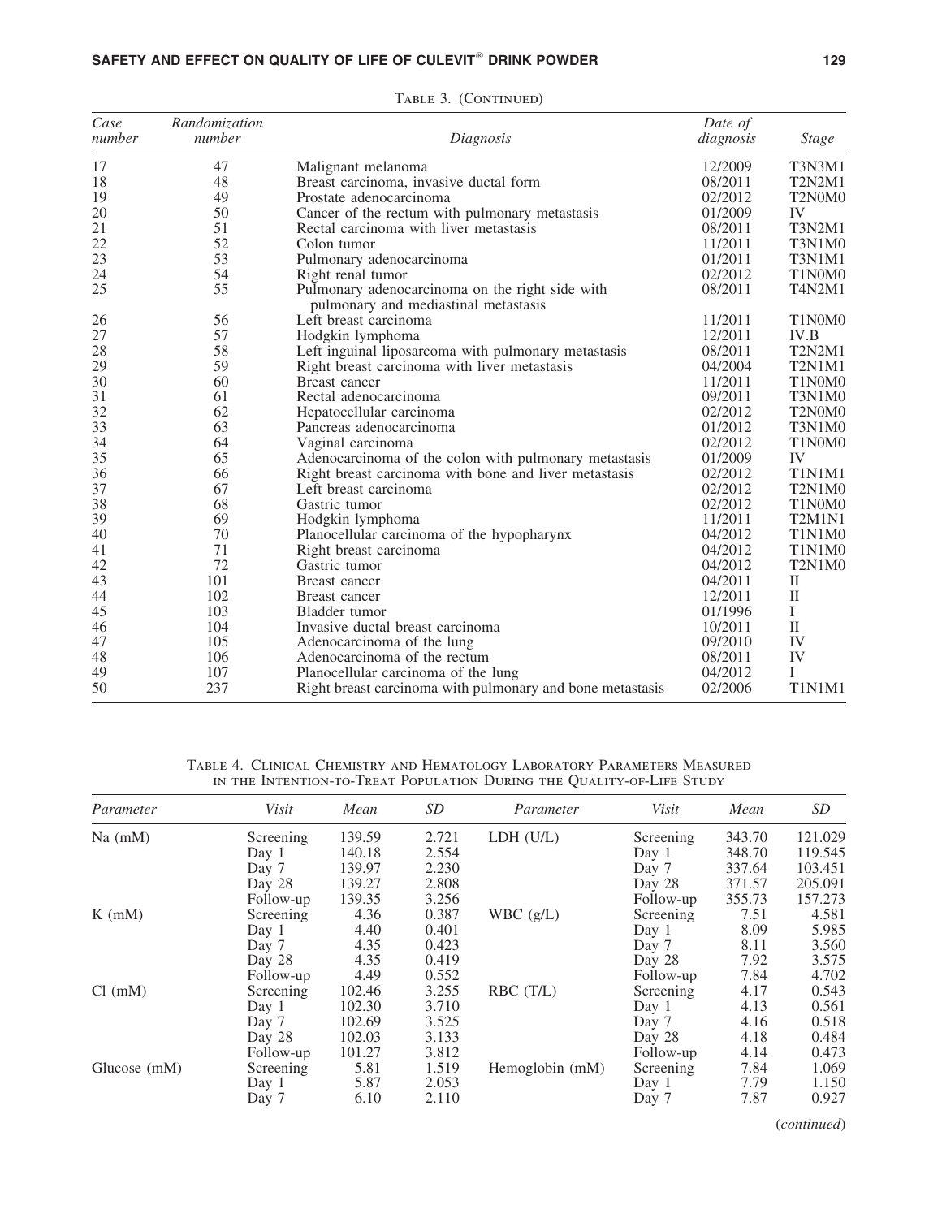Table 3. (Continued)

| Case number | Randomization number | Diagnosis | Date of diagnosis | Stage |
|---|---|---|---|---|
| 17 | 47 | Malignant melanoma | 12/2009 | T3N3M1 |
| 18 | 48 | Breast carcinoma, invasive ductal form | 08/2011 | T2N2M1 |
| 19 | 49 | Prostate adenocarcinoma | 02/2012 | T2N0M0 |
| 20 | 50 | Cancer of the rectum with pulmonary metastasis | 01/2009 | IV |
| 21 | 51 | Rectal carcinoma with liver metastasis | 08/2011 | T3N2M1 |
| 22 | 52 | Colon tumor | 11/2011 | T3N1M0 |
| 23 | 53 | Pulmonary adenocarcinoma | 01/2011 | T3N1M1 |
| 24 | 54 | Right renal tumor | 02/2012 | T1N0M0 |
| 25 | 55 | Pulmonary adenocarcinoma on the right side with pulmonary and mediastinal metastasis | 08/2011 | T4N2M1 |
| 26 | 56 | Left breast carcinoma | 11/2011 | T1N0M0 |
| 27 | 57 | Hodgkin lymphoma | 12/2011 | IV.B |
| 28 | 58 | Left inguinal liposarcoma with pulmonary metastasis | 08/2011 | T2N2M1 |
| 29 | 59 | Right breast carcinoma with liver metastasis | 04/2004 | T2N1M1 |
| 30 | 60 | Breast cancer | 11/2011 | T1N0M0 |
| 31 | 61 | Rectal adenocarcinoma | 09/2011 | T3N1M0 |
| 32 | 62 | Hepatocellular carcinoma | 02/2012 | T2N0M0 |
| 33 | 63 | Pancreas adenocarcinoma | 01/2012 | T3N1M0 |
| 34 | 64 | Vaginal carcinoma | 02/2012 | T1N0M0 |
| 35 | 65 | Adenocarcinoma of the colon with pulmonary metastasis | 01/2009 | IV |
| 36 | 66 | Right breast carcinoma with bone and liver metastasis | 02/2012 | T1N1M1 |
| 37 | 67 | Left breast carcinoma | 02/2012 | T2N1M0 |
| 38 | 68 | Gastric tumor | 02/2012 | T1N0M0 |
| 39 | 69 | Hodgkin lymphoma | 11/2011 | T2M1N1 |
| 40 | 70 | Planocellular carcinoma of the hypopharynx | 04/2012 | T1N1M0 |
| 41 | 71 | Right breast carcinoma | 04/2012 | T1N1M0 |
| 42 | 72 | Gastric tumor | 04/2012 | T2N1M0 |
| 43 | 101 | Breast cancer | 04/2011 | II |
| 44 | 102 | Breast cancer | 12/2011 | II |
| 45 | 103 | Bladder tumor | 01/1996 | I |
| 46 | 104 | Invasive ductal breast carcinoma | 10/2011 | II |
| 47 | 105 | Adenocarcinoma of the lung | 09/2010 | IV |
| 48 | 106 | Adenocarcinoma of the rectum | 08/2011 | IV |
| 49 | 107 | Planocellular carcinoma of the lung | 04/2012 | I |
| 50 | 237 | Right breast carcinoma with pulmonary and bone metastasis | 02/2006 | T1N1M1 |

Table 4. Clinical Chemistry and Hematology Laboratory Parameters Measured in the Intention-to-Treat Population During the Quality-of-Life Study

| Parameter | Visit | Mean | SD | Parameter | Visit | Mean | SD |
|---|---|---|---|---|---|---|---|
| Na (mM) | Screening | 139.59 | 2.721 | LDH (U/L) | Screening | 343.70 | 121.029 |
| | Day 1 | 140.18 | 2.554 | | Day 1 | 348.70 | 119.545 |
| | Day 7 | 139.97 | 2.230 | | Day 7 | 337.64 | 103.451 |
| | Day 28 | 139.27 | 2.808 | | Day 28 | 371.57 | 205.091 |
| | Follow-up | 139.35 | 3.256 | | Follow-up | 355.73 | 157.273 |
| K (mM) | Screening | 4.36 | 0.387 | WBC (g/L) | Screening | 7.51 | 4.581 |
| | Day 1 | 4.40 | 0.401 | | Day 1 | 8.09 | 5.985 |
| | Day 7 | 4.35 | 0.423 | | Day 7 | 8.11 | 3.560 |
| | Day 28 | 4.35 | 0.419 | | Day 28 | 7.92 | 3.575 |
| | Follow-up | 4.49 | 0.552 | | Follow-up | 7.84 | 4.702 |
| Cl (mM) | Screening | 102.46 | 3.255 | RBC (T/L) | Screening | 4.17 | 0.543 |
| | Day 1 | 102.30 | 3.710 | | Day 1 | 4.13 | 0.561 |
| | Day 7 | 102.69 | 3.525 | | Day 7 | 4.16 | 0.518 |
| | Day 28 | 102.03 | 3.133 | | Day 28 | 4.18 | 0.484 |
| | Follow-up | 101.27 | 3.812 | | Follow-up | 4.14 | 0.473 |
| Glucose (mM) | Screening | 5.81 | 1.519 | Hemoglobin (mM) | Screening | 7.84 | 1.069 |
| | Day 1 | 5.87 | 2.053 | | Day 1 | 7.79 | 1.150 |
| | Day 7 | 6.10 | 2.110 | | Day 7 | 7.87 | 0.927 |

(*continued*)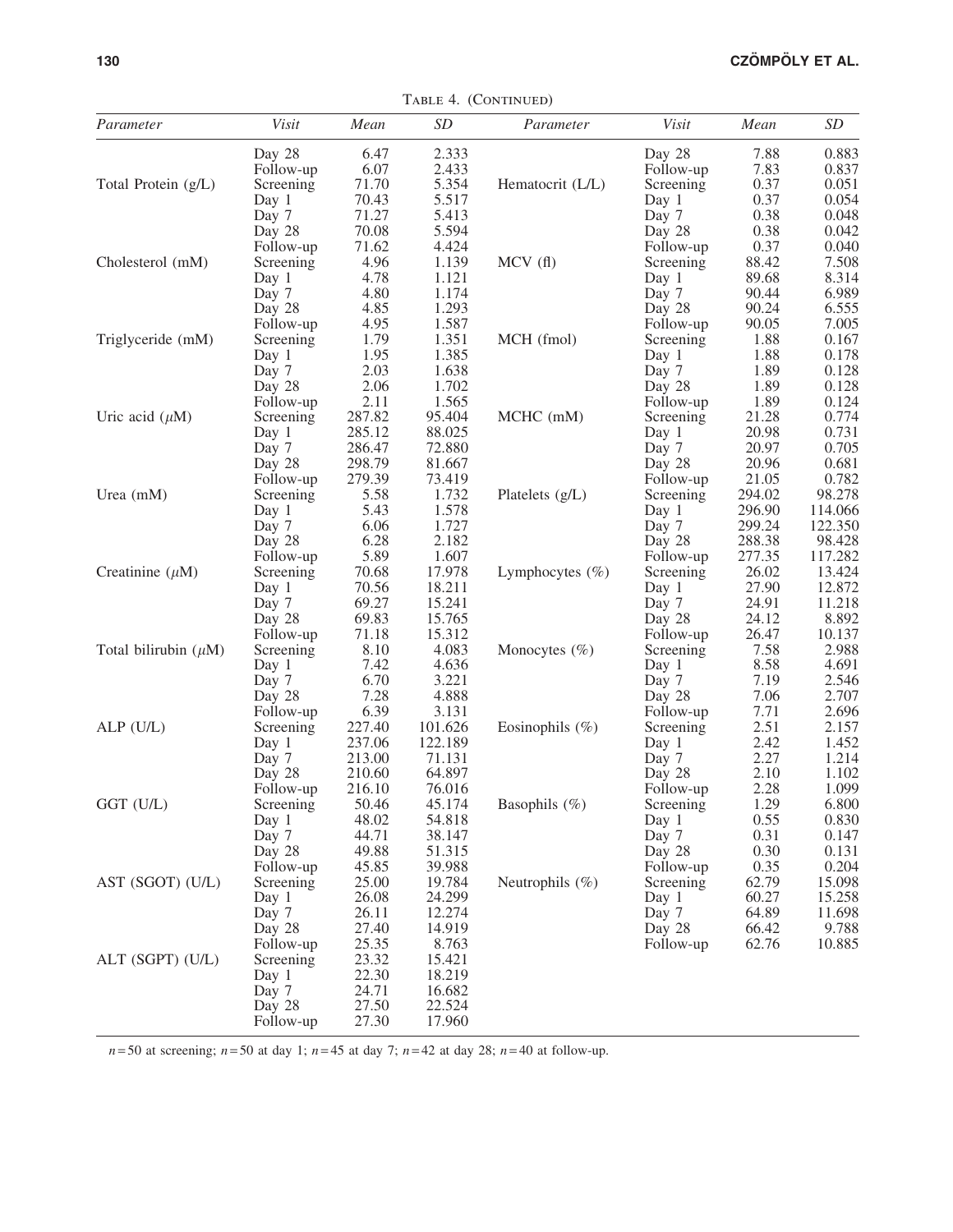Table 4. (Continued)

| Parameter | Visit | Mean | SD | Parameter | Visit | Mean | SD |
|---|---|---|---|---|---|---|---|
| | Day 28 | 6.47 | 2.333 | | Day 28 | 7.88 | 0.883 |
| | Follow-up | 6.07 | 2.433 | | Follow-up | 7.83 | 0.837 |
| Total Protein (g/L) | Screening | 71.70 | 5.354 | Hematocrit (L/L) | Screening | 0.37 | 0.051 |
| | Day 1 | 70.43 | 5.517 | | Day 1 | 0.37 | 0.054 |
| | Day 7 | 71.27 | 5.413 | | Day 7 | 0.38 | 0.048 |
| | Day 28 | 70.08 | 5.594 | | Day 28 | 0.38 | 0.042 |
| | Follow-up | 71.62 | 4.424 | | Follow-up | 0.37 | 0.040 |
| Cholesterol (mM) | Screening | 4.96 | 1.139 | MCV (fl) | Screening | 88.42 | 7.508 |
| | Day 1 | 4.78 | 1.121 | | Day 1 | 89.68 | 8.314 |
| | Day 7 | 4.80 | 1.174 | | Day 7 | 90.44 | 6.989 |
| | Day 28 | 4.85 | 1.293 | | Day 28 | 90.24 | 6.555 |
| | Follow-up | 4.95 | 1.587 | | Follow-up | 90.05 | 7.005 |
| Triglyceride (mM) | Screening | 1.79 | 1.351 | MCH (fmol) | Screening | 1.88 | 0.167 |
| | Day 1 | 1.95 | 1.385 | | Day 1 | 1.88 | 0.178 |
| | Day 7 | 2.03 | 1.638 | | Day 7 | 1.89 | 0.128 |
| | Day 28 | 2.06 | 1.702 | | Day 28 | 1.89 | 0.128 |
| | Follow-up | 2.11 | 1.565 | | Follow-up | 1.89 | 0.124 |
| Uric acid ($\mu$M) | Screening | 287.82 | 95.404 | MCHC (mM) | Screening | 21.28 | 0.774 |
| | Day 1 | 285.12 | 88.025 | | Day 1 | 20.98 | 0.731 |
| | Day 7 | 286.47 | 72.880 | | Day 7 | 20.97 | 0.705 |
| | Day 28 | 298.79 | 81.667 | | Day 28 | 20.96 | 0.681 |
| | Follow-up | 279.39 | 73.419 | | Follow-up | 21.05 | 0.782 |
| Urea (mM) | Screening | 5.58 | 1.732 | Platelets (g/L) | Screening | 294.02 | 98.278 |
| | Day 1 | 5.43 | 1.578 | | Day 1 | 296.90 | 114.066 |
| | Day 7 | 6.06 | 1.727 | | Day 7 | 299.24 | 122.350 |
| | Day 28 | 6.28 | 2.182 | | Day 28 | 288.38 | 98.428 |
| | Follow-up | 5.89 | 1.607 | | Follow-up | 277.35 | 117.282 |
| Creatinine ($\mu$M) | Screening | 70.68 | 17.978 | Lymphocytes (%) | Screening | 26.02 | 13.424 |
| | Day 1 | 70.56 | 18.211 | | Day 1 | 27.90 | 12.872 |
| | Day 7 | 69.27 | 15.241 | | Day 7 | 24.91 | 11.218 |
| | Day 28 | 69.83 | 15.765 | | Day 28 | 24.12 | 8.892 |
| | Follow-up | 71.18 | 15.312 | | Follow-up | 26.47 | 10.137 |
| Total bilirubin ($\mu$M) | Screening | 8.10 | 4.083 | Monocytes (%) | Screening | 7.58 | 2.988 |
| | Day 1 | 7.42 | 4.636 | | Day 1 | 8.58 | 4.691 |
| | Day 7 | 6.70 | 3.221 | | Day 7 | 7.19 | 2.546 |
| | Day 28 | 7.28 | 4.888 | | Day 28 | 7.06 | 2.707 |
| | Follow-up | 6.39 | 3.131 | | Follow-up | 7.71 | 2.696 |
| ALP (U/L) | Screening | 227.40 | 101.626 | Eosinophils (%) | Screening | 2.51 | 2.157 |
| | Day 1 | 237.06 | 122.189 | | Day 1 | 2.42 | 1.452 |
| | Day 7 | 213.00 | 71.131 | | Day 7 | 2.27 | 1.214 |
| | Day 28 | 210.60 | 64.897 | | Day 28 | 2.10 | 1.102 |
| | Follow-up | 216.10 | 76.016 | | Follow-up | 2.28 | 1.099 |
| GGT (U/L) | Screening | 50.46 | 45.174 | Basophils (%) | Screening | 1.29 | 6.800 |
| | Day 1 | 48.02 | 54.818 | | Day 1 | 0.55 | 0.830 |
| | Day 7 | 44.71 | 38.147 | | Day 7 | 0.31 | 0.147 |
| | Day 28 | 49.88 | 51.315 | | Day 28 | 0.30 | 0.131 |
| | Follow-up | 45.85 | 39.988 | | Follow-up | 0.35 | 0.204 |
| AST (SGOT) (U/L) | Screening | 25.00 | 19.784 | Neutrophils (%) | Screening | 62.79 | 15.098 |
| | Day 1 | 26.08 | 24.299 | | Day 1 | 60.27 | 15.258 |
| | Day 7 | 26.11 | 12.274 | | Day 7 | 64.89 | 11.698 |
| | Day 28 | 27.40 | 14.919 | | Day 28 | 66.42 | 9.788 |
| | Follow-up | 25.35 | 8.763 | | Follow-up | 62.76 | 10.885 |
| ALT (SGPT) (U/L) | Screening | 23.32 | 15.421 | | | | |
| | Day 1 | 22.30 | 18.219 | | | | |
| | Day 7 | 24.71 | 16.682 | | | | |
| | Day 28 | 27.50 | 22.524 | | | | |
| | Follow-up | 27.30 | 17.960 | | | | |

$n = 50$ at screening; $n = 50$ at day 1; $n = 45$ at day 7; $n = 42$ at day 28; $n = 40$ at follow-up.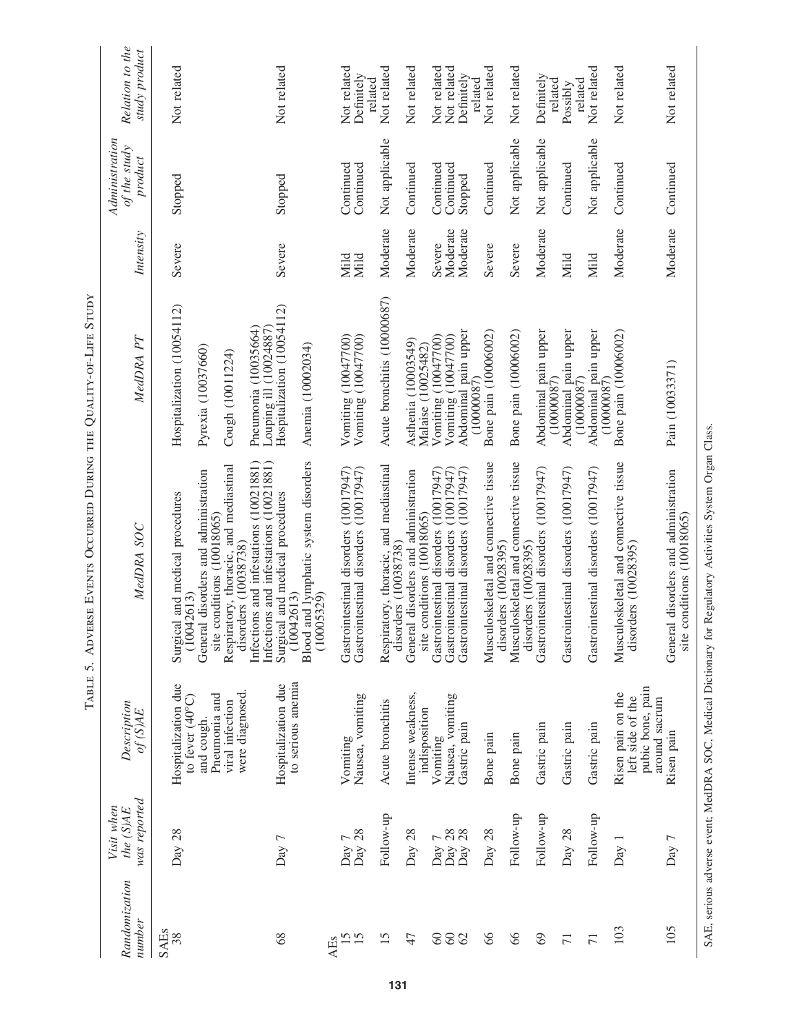Table 5. Adverse Events Occurred During the Quality-of-Life Study

| Randomization number | Visit when the (S)AE was reported | Description of (S)AE | MedDRA SOC | MedDRA PT | Intensity | Administration of the study product | Relation to the study product |
|---|---|---|---|---|---|---|---|
| SAEs | | | | | | | |
| 38 | Day 28 | Hospitalization due to fever (40°C) and cough. Pneumonia and viral infection were diagnosed. | Surgical and medical procedures (10042613) | Hospitalization (10054112) | Severe | Stopped | Not related |
| | | | General disorders and administration site conditions (10018065) | Pyrexia (10037660) | | | |
| | | | Respiratory, thoracic, and mediastinal disorders (10038738) | Cough (10011224) | | | |
| | | | Infections and infestations (10021881) | Pneumonia (10035664) | | | |
| | | | Infections and infestations (10021881) | Louping ill (10024887) | | | |
| 68 | Day 7 | Hospitalization due to serious anemia | Surgical and medical procedures (10042613) | Hospitalization (10054112) | Severe | Stopped | Not related |
| | | | Blood and lymphatic system disorders (10005329) | Anemia (10002034) | | | |
| AEs | | | | | | | |
| 15 | Day 7 | Vomiting | Gastrointestinal disorders (10017947) | Vomiting (10047700) | Mild | Continued | Not related |
| 15 | Day 28 | Nausea, vomiting | Gastrointestinal disorders (10017947) | Vomiting (10047700) | Mild | Continued | Definitely related |
| 15 | Follow-up | Acute bronchitis | Respiratory, thoracic, and mediastinal disorders (10038738) | Acute bronchitis (10000687) | Moderate | Not applicable | Not related |
| 47 | Day 28 | Intense weakness, indisposition | General disorders and administration site conditions (10018065) | Asthenia (10003549) Malaise (10025482) | Moderate | Continued | Not related |
| 60 | Day 7 | Vomiting | Gastrointestinal disorders (10017947) | Vomiting (10047700) | Severe | Continued | Not related |
| 60 | Day 28 | Nausea, vomiting | Gastrointestinal disorders (10017947) | Vomiting (10047700) | Moderate | Continued | Not related |
| 62 | Day 28 | Gastric pain | Gastrointestinal disorders (10017947) | Abdominal pain upper (10000087) | Moderate | Stopped | Definitely related |
| 66 | Day 28 | Bone pain | Musculoskeletal and connective tissue disorders (10028395) | Bone pain (10006002) | Severe | Continued | Not related |
| 66 | Follow-up | Bone pain | Musculoskeletal and connective tissue disorders (10028395) | Bone pain (10006002) | Severe | Not applicable | Not related |
| 69 | Follow-up | Gastric pain | Gastrointestinal disorders (10017947) | Abdominal pain upper (10000087) | Moderate | Not applicable | Definitely related |
| 71 | Day 28 | Gastric pain | Gastrointestinal disorders (10017947) | Abdominal pain upper (10000087) | Mild | Continued | Possibly related |
| 71 | Follow-up | Gastric pain | Gastrointestinal disorders (10017947) | Abdominal pain upper (10000087) | Mild | Not applicable | Not related |
| 103 | Day 1 | Risen pain on the left side of the pubic bone, pain around sacrum | Musculoskeletal and connective tissue disorders (10028395) | Bone pain (10006002) | Moderate | Continued | Not related |
| 105 | Day 7 | Risen pain | General disorders and administration site conditions (10018065) | Pain (10033371) | Moderate | Continued | Not related |

SAE, serious adverse event; MedDRA SOC, Medical Dictionary for Regulatory Activities System Organ Class.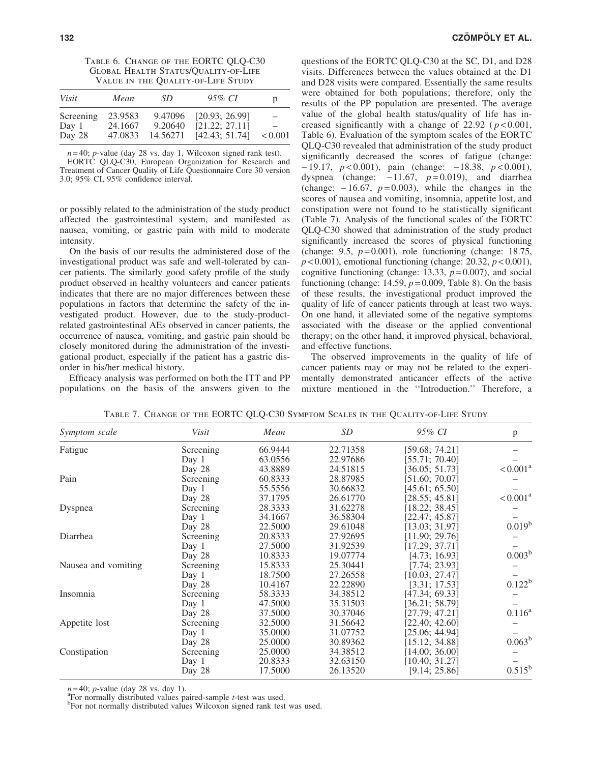Table 6. Change of the EORTC QLQ-C30 Global Health Status/Quality-of-Life Value in the Quality-of-Life Study

| *Visit* | *Mean* | *SD* | *95% CI* | p |
|---|---|---|---|---|
| Screening | 23.9583 | 9.47096 | [20.93; 26.99] | – |
| Day 1 | 24.1667 | 9.20640 | [21.22; 27.11] | – |
| Day 28 | 47.0833 | 14.56271 | [42.43; 51.74] | $<0.001$ |

$n=40$; *p*-value (day 28 vs. day 1, Wilcoxon signed rank test).
EORTC QLQ-C30, European Organization for Research and Treatment of Cancer Quality of Life Questionnaire Core 30 version 3.0; 95% CI, 95% confidence interval.

or possibly related to the administration of the study product affected the gastrointestinal system, and manifested as nausea, vomiting, or gastric pain with mild to moderate intensity.

On the basis of our results the administered dose of the investigational product was safe and well-tolerated by cancer patients. The similarly good safety profile of the study product observed in healthy volunteers and cancer patients indicates that there are no major differences between these populations in factors that determine the safety of the investigated product. However, due to the study-product-related gastrointestinal AEs observed in cancer patients, the occurrence of nausea, vomiting, and gastric pain should be closely monitored during the administration of the investigational product, especially if the patient has a gastric disorder in his/her medical history.

Efficacy analysis was performed on both the ITT and PP populations on the basis of the answers given to the questions of the EORTC QLQ-C30 at the SC, D1, and D28 visits. Differences between the values obtained at the D1 and D28 visits were compared. Essentially the same results were obtained for both populations; therefore, only the results of the PP population are presented. The average value of the global health status/quality of life has increased significantly with a change of 22.92 ($p<0.001$, Table 6). Evaluation of the symptom scales of the EORTC QLQ-C30 revealed that administration of the study product significantly decreased the scores of fatigue (change: $-19.17$, $p<0.001$), pain (change: $-18.38$, $p<0.001$), dyspnea (change: $-11.67$, $p=0.019$), and diarrhea (change: $-16.67$, $p=0.003$), while the changes in the scores of nausea and vomiting, insomnia, appetite lost, and constipation were not found to be statistically significant (Table 7). Analysis of the functional scales of the EORTC QLQ-C30 showed that administration of the study product significantly increased the scores of physical functioning (change: 9.5, $p=0.001$), role functioning (change: 18.75, $p<0.001$), emotional functioning (change: 20.32, $p<0.001$), cognitive functioning (change: 13.33, $p=0.007$), and social functioning (change: 14.59, $p=0.009$, Table 8). On the basis of these results, the investigational product improved the quality of life of cancer patients through at least two ways. On one hand, it alleviated some of the negative symptoms associated with the disease or the applied conventional therapy; on the other hand, it improved physical, behavioral, and effective functions.

The observed improvements in the quality of life of cancer patients may or may not be related to the experimentally demonstrated anticancer effects of the active mixture mentioned in the ''Introduction.'' Therefore, a

Table 7. Change of the EORTC QLQ-C30 Symptom Scales in the Quality-of-Life Study

| *Symptom scale* | *Visit* | *Mean* | *SD* | *95% CI* | p |
|---|---|---|---|---|---|
| Fatigue | Screening | 66.9444 | 22.71358 | [59.68; 74.21] | – |
| | Day 1 | 63.0556 | 22.97686 | [55.71; 70.40] | – |
| | Day 28 | 43.8889 | 24.51815 | [36.05; 51.73] | $<0.001$[a] |
| Pain | Screening | 60.8333 | 28.87985 | [51.60; 70.07] | – |
| | Day 1 | 55.5556 | 30.66832 | [45.61; 65.50] | – |
| | Day 28 | 37.1795 | 26.61770 | [28.55; 45.81] | $<0.001$[a] |
| Dyspnea | Screening | 28.3333 | 31.62278 | [18.22; 38.45] | – |
| | Day 1 | 34.1667 | 36.58304 | [22.47; 45.87] | – |
| | Day 28 | 22.5000 | 29.61048 | [13.03; 31.97] | 0.019[b] |
| Diarrhea | Screening | 20.8333 | 27.92695 | [11.90; 29.76] | – |
| | Day 1 | 27.5000 | 31.92539 | [17.29; 37.71] | – |
| | Day 28 | 10.8333 | 19.07774 | [4.73; 16.93] | 0.003[b] |
| Nausea and vomiting | Screening | 15.8333 | 25.30441 | [7.74; 23.93] | – |
| | Day 1 | 18.7500 | 27.26558 | [10.03; 27.47] | – |
| | Day 28 | 10.4167 | 22.22890 | [3.31; 17.53] | 0.122[b] |
| Insomnia | Screening | 58.3333 | 34.38512 | [47.34; 69.33] | – |
| | Day 1 | 47.5000 | 35.31503 | [36.21; 58.79] | – |
| | Day 28 | 37.5000 | 30.37046 | [27.79; 47.21] | 0.116[a] |
| Appetite lost | Screening | 32.5000 | 31.56642 | [22.40; 42.60] | – |
| | Day 1 | 35.0000 | 31.07752 | [25.06; 44.94] | – |
| | Day 28 | 25.0000 | 30.89362 | [15.12; 34.88] | 0.063[b] |
| Constipation | Screening | 25.0000 | 34.38512 | [14.00; 36.00] | – |
| | Day 1 | 20.8333 | 32.63150 | [10.40; 31.27] | – |
| | Day 28 | 17.5000 | 26.13520 | [9.14; 25.86] | 0.515[b] |

$n=40$; *p*-value (day 28 vs. day 1).
[a]For normally distributed values paired-sample *t*-test was used.
[b]For not normally distributed values Wilcoxon signed rank test was used.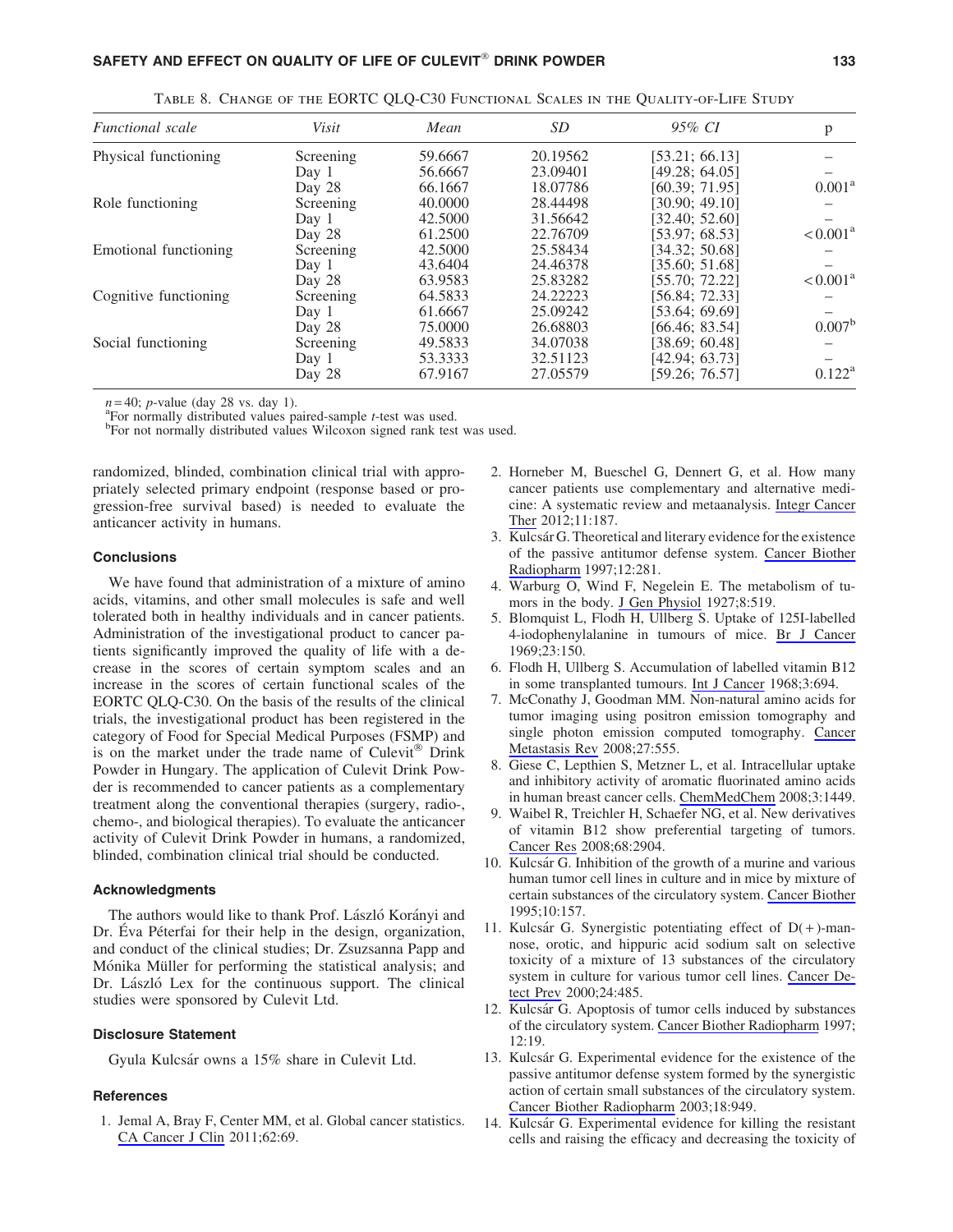Table 8. Change of the EORTC QLQ-C30 Functional Scales in the Quality-of-Life Study

| Functional scale | Visit | Mean | SD | 95% CI | p |
|---|---|---|---|---|---|
| Physical functioning | Screening | 59.6667 | 20.19562 | [53.21; 66.13] | – |
| | Day 1 | 56.6667 | 23.09401 | [49.28; 64.05] | – |
| | Day 28 | 66.1667 | 18.07786 | [60.39; 71.95] | 0.001[a] |
| Role functioning | Screening | 40.0000 | 28.44498 | [30.90; 49.10] | – |
| | Day 1 | 42.5000 | 31.56642 | [32.40; 52.60] | – |
| | Day 28 | 61.2500 | 22.76709 | [53.97; 68.53] | < 0.001[a] |
| Emotional functioning | Screening | 42.5000 | 25.58434 | [34.32; 50.68] | – |
| | Day 1 | 43.6404 | 24.46378 | [35.60; 51.68] | – |
| | Day 28 | 63.9583 | 25.83282 | [55.70; 72.22] | < 0.001[a] |
| Cognitive functioning | Screening | 64.5833 | 24.22223 | [56.84; 72.33] | – |
| | Day 1 | 61.6667 | 25.09242 | [53.64; 69.69] | – |
| | Day 28 | 75.0000 | 26.68803 | [66.46; 83.54] | 0.007[b] |
| Social functioning | Screening | 49.5833 | 34.07038 | [38.69; 60.48] | – |
| | Day 1 | 53.3333 | 32.51123 | [42.94; 63.73] | – |
| | Day 28 | 67.9167 | 27.05579 | [59.26; 76.57] | 0.122[a] |

$n = 40$; *p*-value (day 28 vs. day 1).
[a]For normally distributed values paired-sample *t*-test was used.
[b]For not normally distributed values Wilcoxon signed rank test was used.

randomized, blinded, combination clinical trial with appropriately selected primary endpoint (response based or progression-free survival based) is needed to evaluate the anticancer activity in humans.

### Conclusions

We have found that administration of a mixture of amino acids, vitamins, and other small molecules is safe and well tolerated both in healthy individuals and in cancer patients. Administration of the investigational product to cancer patients significantly improved the quality of life with a decrease in the scores of certain symptom scales and an increase in the scores of certain functional scales of the EORTC QLQ-C30. On the basis of the results of the clinical trials, the investigational product has been registered in the category of Food for Special Medical Purposes (FSMP) and is on the market under the trade name of Culevit® Drink Powder in Hungary. The application of Culevit Drink Powder is recommended to cancer patients as a complementary treatment along the conventional therapies (surgery, radio-, chemo-, and biological therapies). To evaluate the anticancer activity of Culevit Drink Powder in humans, a randomized, blinded, combination clinical trial should be conducted.

### Acknowledgments

The authors would like to thank Prof. László Korányi and Dr. Éva Péterfai for their help in the design, organization, and conduct of the clinical studies; Dr. Zsuzsanna Papp and Mónika Müller for performing the statistical analysis; and Dr. László Lex for the continuous support. The clinical studies were sponsored by Culevit Ltd.

### Disclosure Statement

Gyula Kulcsár owns a 15% share in Culevit Ltd.

### References

1. Jemal A, Bray F, Center MM, et al. Global cancer statistics. CA Cancer J Clin 2011;62:69.
2. Horneber M, Bueschel G, Dennert G, et al. How many cancer patients use complementary and alternative medicine: A systematic review and metaanalysis. Integr Cancer Ther 2012;11:187.
3. Kulcsár G. Theoretical and literary evidence for the existence of the passive antitumor defense system. Cancer Biother Radiopharm 1997;12:281.
4. Warburg O, Wind F, Negelein E. The metabolism of tumors in the body. J Gen Physiol 1927;8:519.
5. Blomquist L, Flodh H, Ullberg S. Uptake of 125I-labelled 4-iodophenylalanine in tumours of mice. Br J Cancer 1969;23:150.
6. Flodh H, Ullberg S. Accumulation of labelled vitamin B12 in some transplanted tumours. Int J Cancer 1968;3:694.
7. McConathy J, Goodman MM. Non-natural amino acids for tumor imaging using positron emission tomography and single photon emission computed tomography. Cancer Metastasis Rev 2008;27:555.
8. Giese C, Lepthien S, Metzner L, et al. Intracellular uptake and inhibitory activity of aromatic fluorinated amino acids in human breast cancer cells. ChemMedChem 2008;3:1449.
9. Waibel R, Treichler H, Schaefer NG, et al. New derivatives of vitamin B12 show preferential targeting of tumors. Cancer Res 2008;68:2904.
10. Kulcsár G. Inhibition of the growth of a murine and various human tumor cell lines in culture and in mice by mixture of certain substances of the circulatory system. Cancer Biother 1995;10:157.
11. Kulcsár G. Synergistic potentiating effect of D(+)-mannose, orotic, and hippuric acid sodium salt on selective toxicity of a mixture of 13 substances of the circulatory system in culture for various tumor cell lines. Cancer Detect Prev 2000;24:485.
12. Kulcsár G. Apoptosis of tumor cells induced by substances of the circulatory system. Cancer Biother Radiopharm 1997;12:19.
13. Kulcsár G. Experimental evidence for the existence of the passive antitumor defense system formed by the synergistic action of certain small substances of the circulatory system. Cancer Biother Radiopharm 2003;18:949.
14. Kulcsár G. Experimental evidence for killing the resistant cells and raising the efficacy and decreasing the toxicity of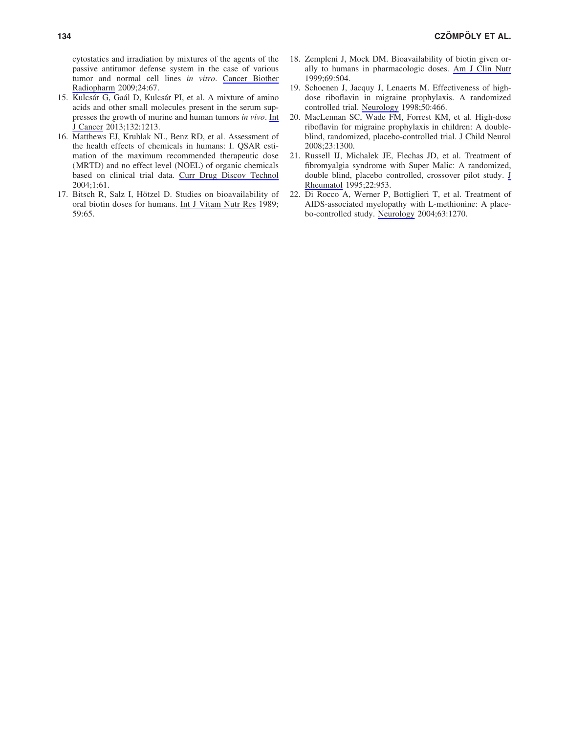cytostatics and irradiation by mixtures of the agents of the passive antitumor defense system in the case of various tumor and normal cell lines *in vitro*. Cancer Biother Radiopharm 2009;24:67.

15. Kulcsár G, Gaál D, Kulcsár PI, et al. A mixture of amino acids and other small molecules present in the serum suppresses the growth of murine and human tumors *in vivo*. Int J Cancer 2013;132:1213.
16. Matthews EJ, Kruhlak NL, Benz RD, et al. Assessment of the health effects of chemicals in humans: I. QSAR estimation of the maximum recommended therapeutic dose (MRTD) and no effect level (NOEL) of organic chemicals based on clinical trial data. Curr Drug Discov Technol 2004;1:61.
17. Bitsch R, Salz I, Hötzel D. Studies on bioavailability of oral biotin doses for humans. Int J Vitam Nutr Res 1989; 59:65.
18. Zempleni J, Mock DM. Bioavailability of biotin given orally to humans in pharmacologic doses. Am J Clin Nutr 1999;69:504.
19. Schoenen J, Jacquy J, Lenaerts M. Effectiveness of high-dose riboflavin in migraine prophylaxis. A randomized controlled trial. Neurology 1998;50:466.
20. MacLennan SC, Wade FM, Forrest KM, et al. High-dose riboflavin for migraine prophylaxis in children: A double-blind, randomized, placebo-controlled trial. J Child Neurol 2008;23:1300.
21. Russell IJ, Michalek JE, Flechas JD, et al. Treatment of fibromyalgia syndrome with Super Malic: A randomized, double blind, placebo controlled, crossover pilot study. J Rheumatol 1995;22:953.
22. Di Rocco A, Werner P, Bottiglieri T, et al. Treatment of AIDS-associated myelopathy with L-methionine: A placebo-controlled study. Neurology 2004;63:1270.